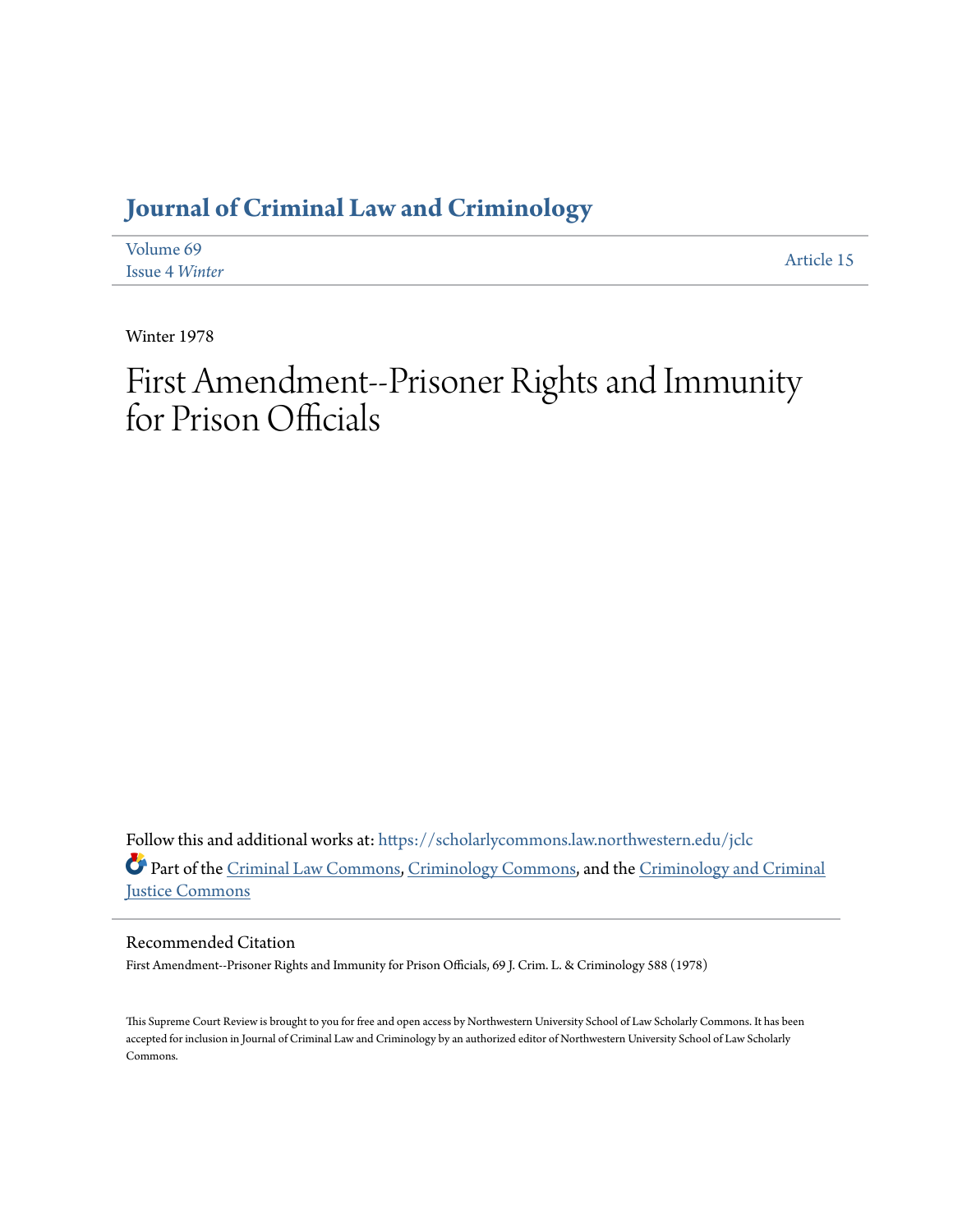# Journal of Criminal Law and Criminology

Volume 69
Issue 4 *Winter*

Article 15

Winter 1978

# First Amendment--Prisoner Rights and Immunity for Prison Officials

Follow this and additional works at: https://scholarlycommons.law.northwestern.edu/jclc

Part of the Criminal Law Commons, Criminology Commons, and the Criminology and Criminal Justice Commons

## Recommended Citation

First Amendment--Prisoner Rights and Immunity for Prison Officials, 69 J. Crim. L. & Criminology 588 (1978)

This Supreme Court Review is brought to you for free and open access by Northwestern University School of Law Scholarly Commons. It has been accepted for inclusion in Journal of Criminal Law and Criminology by an authorized editor of Northwestern University School of Law Scholarly Commons.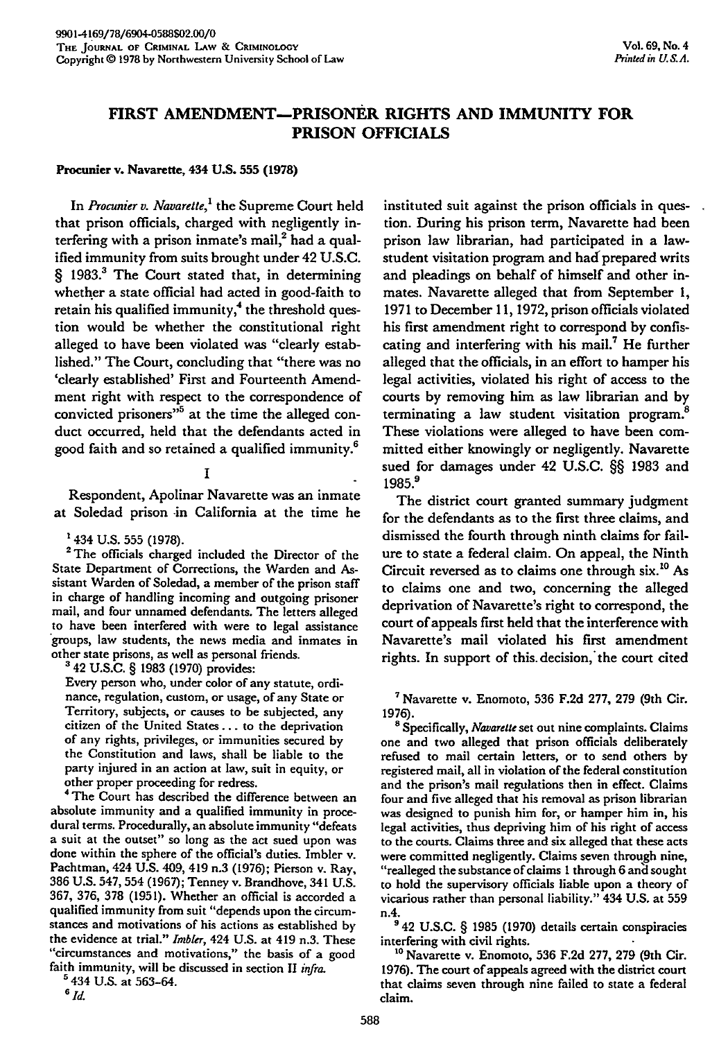# FIRST AMENDMENT—PRISONER RIGHTS AND IMMUNITY FOR PRISON OFFICIALS

**Procunier v. Navarette, 434 U.S. 555 (1978)**

In *Procunier v. Navarette*,[1] the Supreme Court held that prison officials, charged with negligently interfering with a prison inmate's mail,[2] had a qualified immunity from suits brought under 42 U.S.C. § 1983.[3] The Court stated that, in determining whether a state official had acted in good-faith to retain his qualified immunity,[4] the threshold question would be whether the constitutional right alleged to have been violated was "clearly established." The Court, concluding that "there was no 'clearly established' First and Fourteenth Amendment right with respect to the correspondence of convicted prisoners"[5] at the time the alleged conduct occurred, held that the defendants acted in good faith and so retained a qualified immunity.[6]

## I

Respondent, Apolinar Navarette was an inmate at Soledad prison in California at the time he instituted suit against the prison officials in question. During his prison term, Navarette had been prison law librarian, had participated in a law-student visitation program and had prepared writs and pleadings on behalf of himself and other inmates. Navarette alleged that from September 1, 1971 to December 11, 1972, prison officials violated his first amendment right to correspond by confiscating and interfering with his mail.[7] He further alleged that the officials, in an effort to hamper his legal activities, violated his right of access to the courts by removing him as law librarian and by terminating a law student visitation program.[8] These violations were alleged to have been committed either knowingly or negligently. Navarette sued for damages under 42 U.S.C. §§ 1983 and 1985.[9]

The district court granted summary judgment for the defendants as to the first three claims, and dismissed the fourth through ninth claims for failure to state a federal claim. On appeal, the Ninth Circuit reversed as to claims one through six.[10] As to claims one and two, concerning the alleged deprivation of Navarette's right to correspond, the court of appeals first held that the interference with Navarette's mail violated his first amendment rights. In support of this decision, the court cited

---

[1] 434 U.S. 555 (1978).

[2] The officials charged included the Director of the State Department of Corrections, the Warden and Assistant Warden of Soledad, a member of the prison staff in charge of handling incoming and outgoing prisoner mail, and four unnamed defendants. The letters alleged to have been interfered with were to legal assistance groups, law students, the news media and inmates in other state prisons, as well as personal friends.

[3] 42 U.S.C. § 1983 (1970) provides:

> Every person who, under color of any statute, ordinance, regulation, custom, or usage, of any State or Territory, subjects, or causes to be subjected, any citizen of the United States . . . to the deprivation of any rights, privileges, or immunities secured by the Constitution and laws, shall be liable to the party injured in an action at law, suit in equity, or other proper proceeding for redress.

[4] The Court has described the difference between an absolute immunity and a qualified immunity in procedural terms. Procedurally, an absolute immunity "defeats a suit at the outset" so long as the act sued upon was done within the sphere of the official's duties. Imbler v. Pachtman, 424 U.S. 409, 419 n.3 (1976); Pierson v. Ray, 386 U.S. 547, 554 (1967); Tenney v. Brandhove, 341 U.S. 367, 376, 378 (1951). Whether an official is accorded a qualified immunity from suit "depends upon the circumstances and motivations of his actions as established by the evidence at trial." *Imbler*, 424 U.S. at 419 n.3. These "circumstances and motivations," the basis of a good faith immunity, will be discussed in section II *infra*.

[5] 434 U.S. at 563-64.

[6] *Id.*

[7] Navarette v. Enomoto, 536 F.2d 277, 279 (9th Cir. 1976).

[8] Specifically, *Navarette* set out nine complaints. Claims one and two alleged that prison officials deliberately refused to mail certain letters, or to send others by registered mail, all in violation of the federal constitution and the prison's mail regulations then in effect. Claims four and five alleged that his removal as prison librarian was designed to punish him for, or hamper him in, his legal activities, thus depriving him of his right of access to the courts. Claims three and six alleged that these acts were committed negligently. Claims seven through nine, "realleged the substance of claims 1 through 6 and sought to hold the supervisory officials liable upon a theory of vicarious rather than personal liability." 434 U.S. at 559 n.4.

[9] 42 U.S.C. § 1985 (1970) details certain conspiracies interfering with civil rights.

[10] Navarette v. Enomoto, 536 F.2d 277, 279 (9th Cir. 1976). The court of appeals agreed with the district court that claims seven through nine failed to state a federal claim.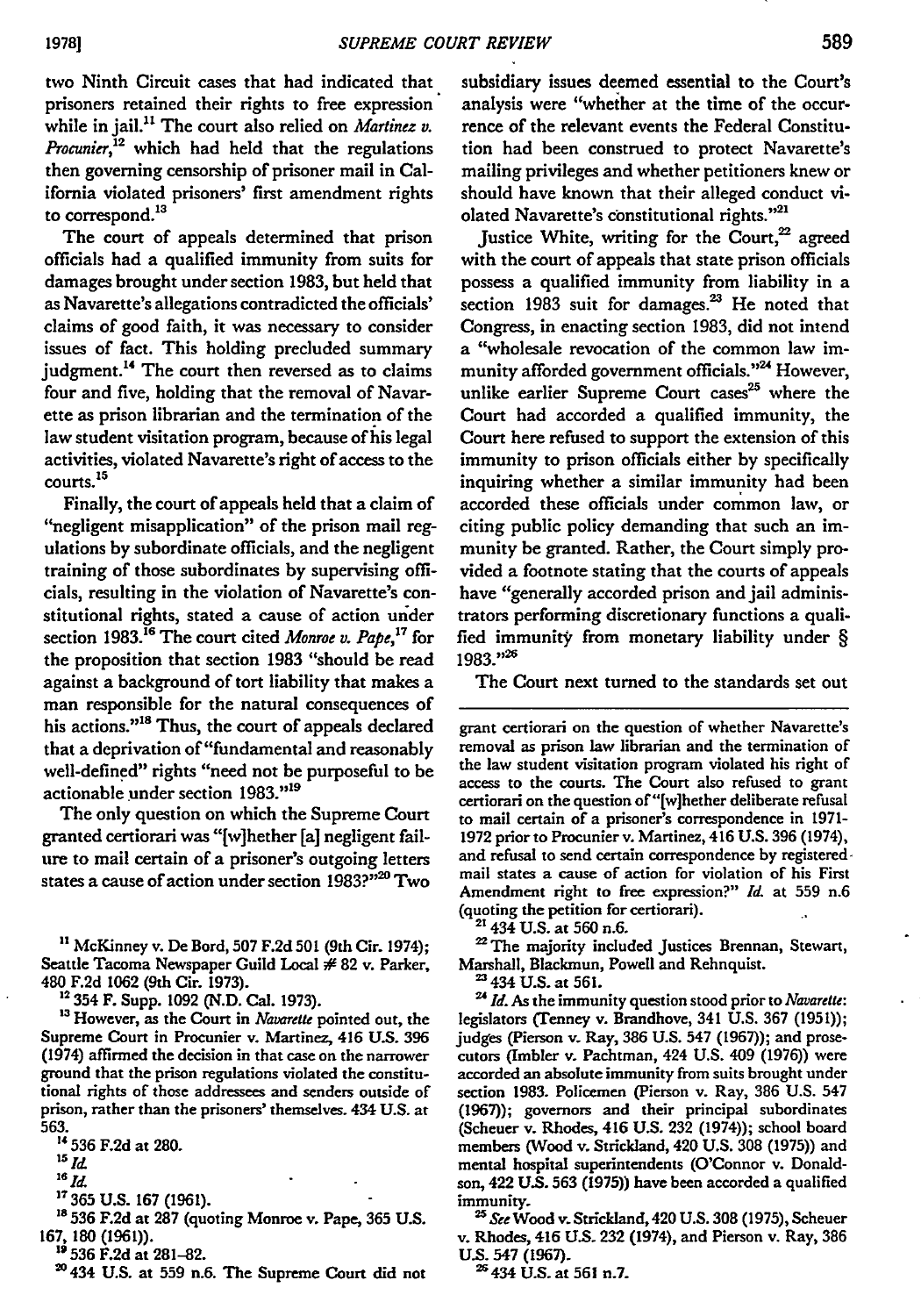two Ninth Circuit cases that had indicated that prisoners retained their rights to free expression while in jail.[11] The court also relied on *Martinez v. Procunier*,[12] which had held that the regulations then governing censorship of prisoner mail in California violated prisoners' first amendment rights to correspond.[13]

The court of appeals determined that prison officials had a qualified immunity from suits for damages brought under section 1983, but held that as Navarette's allegations contradicted the officials' claims of good faith, it was necessary to consider issues of fact. This holding precluded summary judgment.[14] The court then reversed as to claims four and five, holding that the removal of Navarette as prison librarian and the termination of the law student visitation program, because of his legal activities, violated Navarette's right of access to the courts.[15]

Finally, the court of appeals held that a claim of "negligent misapplication" of the prison mail regulations by subordinate officials, and the negligent training of those subordinates by supervising officials, resulting in the violation of Navarette's constitutional rights, stated a cause of action under section 1983.[16] The court cited *Monroe v. Pape*,[17] for the proposition that section 1983 "should be read against a background of tort liability that makes a man responsible for the natural consequences of his actions."[18] Thus, the court of appeals declared that a deprivation of "fundamental and reasonably well-defined" rights "need not be purposeful to be actionable under section 1983."[19]

The only question on which the Supreme Court granted certiorari was "[w]hether [a] negligent failure to mail certain of a prisoner's outgoing letters states a cause of action under section 1983?"[20] Two subsidiary issues deemed essential to the Court's analysis were "whether at the time of the occurrence of the relevant events the Federal Constitution had been construed to protect Navarette's mailing privileges and whether petitioners knew or should have known that their alleged conduct violated Navarette's constitutional rights."[21]

Justice White, writing for the Court,[22] agreed with the court of appeals that state prison officials possess a qualified immunity from liability in a section 1983 suit for damages.[23] He noted that Congress, in enacting section 1983, did not intend a "wholesale revocation of the common law immunity afforded government officials."[24] However, unlike earlier Supreme Court cases[25] where the Court had accorded a qualified immunity, the Court here refused to support the extension of this immunity to prison officials either by specifically inquiring whether a similar immunity had been accorded these officials under common law, or citing public policy demanding that such an immunity be granted. Rather, the Court simply provided a footnote stating that the courts of appeals have "generally accorded prison and jail administrators performing discretionary functions a qualified immunity from monetary liability under § 1983."[26]

The Court next turned to the standards set out

---

[11] McKinney v. De Bord, 507 F.2d 501 (9th Cir. 1974); Seattle Tacoma Newspaper Guild Local # 82 v. Parker, 480 F.2d 1062 (9th Cir. 1973).

[12] 354 F. Supp. 1092 (N.D. Cal. 1973).

[13] However, as the Court in *Navarette* pointed out, the Supreme Court in Procunier v. Martinez, 416 U.S. 396 (1974) affirmed the decision in that case on the narrower ground that the prison regulations violated the constitutional rights of those addressees and senders outside of prison, rather than the prisoners' themselves. 434 U.S. at 563.

[14] 536 F.2d at 280.

[15] *Id.*

[16] *Id.*

[17] 365 U.S. 167 (1961).

[18] 536 F.2d at 287 (quoting Monroe v. Pape, 365 U.S. 167, 180 (1961)).

[19] 536 F.2d at 281–82.

[20] 434 U.S. at 559 n.6. The Supreme Court did not grant certiorari on the question of whether Navarette's removal as prison law librarian and the termination of the law student visitation program violated his right of access to the courts. The Court also refused to grant certiorari on the question of "[w]hether deliberate refusal to mail certain of a prisoner's correspondence in 1971-1972 prior to Procunier v. Martinez, 416 U.S. 396 (1974), and refusal to send certain correspondence by registered mail states a cause of action for violation of his First Amendment right to free expression?" *Id.* at 559 n.6 (quoting the petition for certiorari).

[21] 434 U.S. at 560 n.6.

[22] The majority included Justices Brennan, Stewart, Marshall, Blackmun, Powell and Rehnquist.

[23] 434 U.S. at 561.

[24] *Id.* As the immunity question stood prior to *Navarette*: legislators (Tenney v. Brandhove, 341 U.S. 367 (1951)); judges (Pierson v. Ray, 386 U.S. 547 (1967)); and prosecutors (Imbler v. Pachtman, 424 U.S. 409 (1976)) were accorded an absolute immunity from suits brought under section 1983. Policemen (Pierson v. Ray, 386 U.S. 547 (1967)); governors and their principal subordinates (Scheuer v. Rhodes, 416 U.S. 232 (1974)); school board members (Wood v. Strickland, 420 U.S. 308 (1975)) and mental hospital superintendents (O'Connor v. Donaldson, 422 U.S. 563 (1975)) have been accorded a qualified immunity.

[25] *See* Wood v. Strickland, 420 U.S. 308 (1975), Scheuer v. Rhodes, 416 U.S. 232 (1974), and Pierson v. Ray, 386 U.S. 547 (1967).

[26] 434 U.S. at 561 n.7.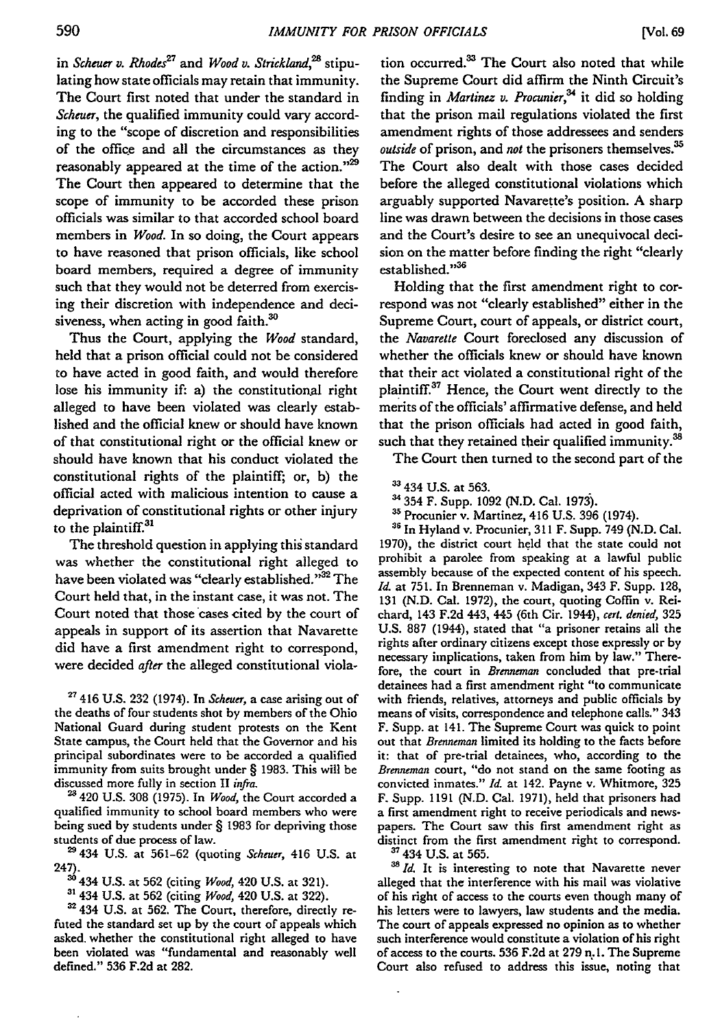in *Scheuer v. Rhodes*[27] and *Wood v. Strickland*,[28] stipulating how state officials may retain that immunity. The Court first noted that under the standard in *Scheuer*, the qualified immunity could vary according to the "scope of discretion and responsibilities of the office and all the circumstances as they reasonably appeared at the time of the action."[29] The Court then appeared to determine that the scope of immunity to be accorded these prison officials was similar to that accorded school board members in *Wood*. In so doing, the Court appears to have reasoned that prison officials, like school board members, required a degree of immunity such that they would not be deterred from exercising their discretion with independence and decisiveness, when acting in good faith.[30]

Thus the Court, applying the *Wood* standard, held that a prison official could not be considered to have acted in good faith, and would therefore lose his immunity if: a) the constitutional right alleged to have been violated was clearly established and the official knew or should have known of that constitutional right or the official knew or should have known that his conduct violated the constitutional rights of the plaintiff; or, b) the official acted with malicious intention to cause a deprivation of constitutional rights or other injury to the plaintiff.[31]

The threshold question in applying this standard was whether the constitutional right alleged to have been violated was "clearly established."[32] The Court held that, in the instant case, it was not. The Court noted that those cases cited by the court of appeals in support of its assertion that Navarette did have a first amendment right to correspond, were decided *after* the alleged constitutional violation occurred.[33] The Court also noted that while the Supreme Court did affirm the Ninth Circuit's finding in *Martinez v. Procunier*,[34] it did so holding that the prison mail regulations violated the first amendment rights of those addressees and senders *outside* of prison, and *not* the prisoners themselves.[35] The Court also dealt with those cases decided before the alleged constitutional violations which arguably supported Navarette's position. A sharp line was drawn between the decisions in those cases and the Court's desire to see an unequivocal decision on the matter before finding the right "clearly established."[36]

Holding that the first amendment right to correspond was not "clearly established" either in the Supreme Court, court of appeals, or district court, the *Navarette* Court foreclosed any discussion of whether the officials knew or should have known that their act violated a constitutional right of the plaintiff.[37] Hence, the Court went directly to the merits of the officials' affirmative defense, and held that the prison officials had acted in good faith, such that they retained their qualified immunity.[38]

The Court then turned to the second part of the

---

[27] 416 U.S. 232 (1974). In *Scheuer*, a case arising out of the deaths of four students shot by members of the Ohio National Guard during student protests on the Kent State campus, the Court held that the Governor and his principal subordinates were to be accorded a qualified immunity from suits brought under § 1983. This will be discussed more fully in section II *infra*.

[28] 420 U.S. 308 (1975). In *Wood*, the Court accorded a qualified immunity to school board members who were being sued by students under § 1983 for depriving those students of due process of law.

[29] 434 U.S. at 561-62 (quoting *Scheuer*, 416 U.S. at 247).

[30] 434 U.S. at 562 (citing *Wood*, 420 U.S. at 321).

[31] 434 U.S. at 562 (citing *Wood*, 420 U.S. at 322).

[32] 434 U.S. at 562. The Court, therefore, directly refuted the standard set up by the court of appeals which asked whether the constitutional right alleged to have been violated was "fundamental and reasonably well defined." 536 F.2d at 282.

[33] 434 U.S. at 563.

[34] 354 F. Supp. 1092 (N.D. Cal. 1973).

[35] Procunier v. Martinez, 416 U.S. 396 (1974).

[36] In Hyland v. Procunier, 311 F. Supp. 749 (N.D. Cal. 1970), the district court held that the state could not prohibit a parolee from speaking at a lawful public assembly because of the expected content of his speech. *Id.* at 751. In Brenneman v. Madigan, 343 F. Supp. 128, 131 (N.D. Cal. 1972), the court, quoting Coffin v. Reichard, 143 F.2d 443, 445 (6th Cir. 1944), *cert. denied*, 325 U.S. 887 (1944), stated that "a prisoner retains all the rights after ordinary citizens except those expressly or by necessary implications, taken from him by law." Therefore, the court in *Brenneman* concluded that pre-trial detainees had a first amendment right "to communicate with friends, relatives, attorneys and public officials by means of visits, correspondence and telephone calls." 343 F. Supp. at 141. The Supreme Court was quick to point out that *Brenneman* limited its holding to the facts before it: that of pre-trial detainees, who, according to the *Brenneman* court, "do not stand on the same footing as convicted inmates." *Id.* at 142. Payne v. Whitmore, 325 F. Supp. 1191 (N.D. Cal. 1971), held that prisoners had a first amendment right to receive periodicals and newspapers. The Court saw this first amendment right as distinct from the first amendment right to correspond.

[37] 434 U.S. at 565.

[38] *Id.* It is interesting to note that Navarette never alleged that the interference with his mail was violative of his right of access to the courts even though many of his letters were to lawyers, law students and the media. The court of appeals expressed no opinion as to whether such interference would constitute a violation of his right of access to the courts. 536 F.2d at 279 n.1. The Supreme Court also refused to address this issue, noting that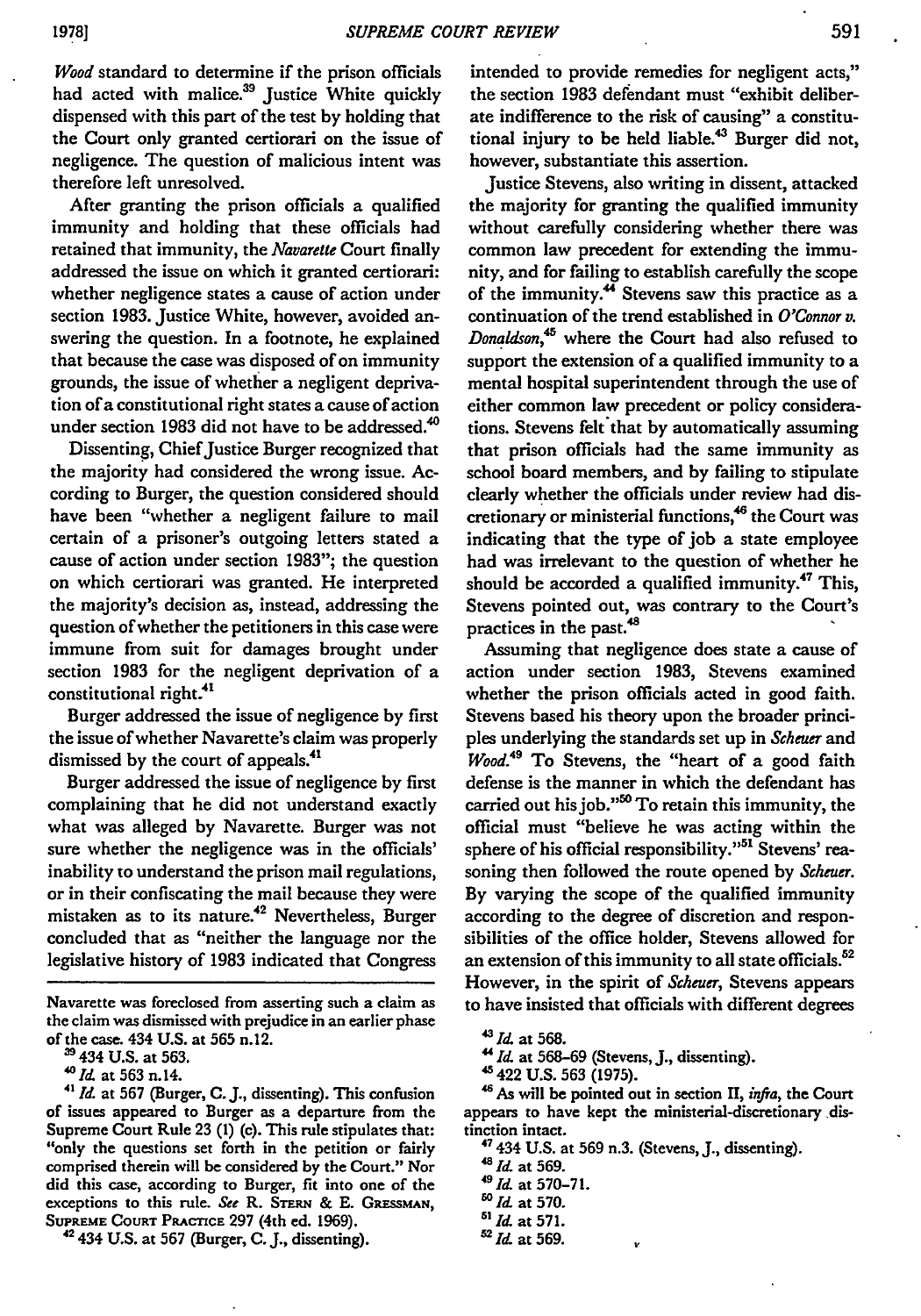*Wood* standard to determine if the prison officials had acted with malice.[39] Justice White quickly dispensed with this part of the test by holding that the Court only granted certiorari on the issue of negligence. The question of malicious intent was therefore left unresolved.

After granting the prison officials a qualified immunity and holding that these officials had retained that immunity, the *Navarette* Court finally addressed the issue on which it granted certiorari: whether negligence states a cause of action under section 1983. Justice White, however, avoided answering the question. In a footnote, he explained that because the case was disposed of on immunity grounds, the issue of whether a negligent deprivation of a constitutional right states a cause of action under section 1983 did not have to be addressed.[40]

Dissenting, Chief Justice Burger recognized that the majority had considered the wrong issue. According to Burger, the question considered should have been "whether a negligent failure to mail certain of a prisoner's outgoing letters stated a cause of action under section 1983"; the question on which certiorari was granted. He interpreted the majority's decision as, instead, addressing the question of whether the petitioners in this case were immune from suit for damages brought under section 1983 for the negligent deprivation of a constitutional right.[41]

Burger addressed the issue of negligence by first the issue of whether Navarette's claim was properly dismissed by the court of appeals.[41]

Burger addressed the issue of negligence by first complaining that he did not understand exactly what was alleged by Navarette. Burger was not sure whether the negligence was in the officials' inability to understand the prison mail regulations, or in their confiscating the mail because they were mistaken as to its nature.[42] Nevertheless, Burger concluded that as "neither the language nor the legislative history of 1983 indicated that Congress intended to provide remedies for negligent acts," the section 1983 defendant must "exhibit deliberate indifference to the risk of causing" a constitutional injury to be held liable.[43] Burger did not, however, substantiate this assertion.

Justice Stevens, also writing in dissent, attacked the majority for granting the qualified immunity without carefully considering whether there was common law precedent for extending the immunity, and for failing to establish carefully the scope of the immunity.[44] Stevens saw this practice as a continuation of the trend established in *O'Connor v. Donaldson*,[45] where the Court had also refused to support the extension of a qualified immunity to a mental hospital superintendent through the use of either common law precedent or policy considerations. Stevens felt that by automatically assuming that prison officials had the same immunity as school board members, and by failing to stipulate clearly whether the officials under review had discretionary or ministerial functions,[46] the Court was indicating that the type of job a state employee had was irrelevant to the question of whether he should be accorded a qualified immunity.[47] This, Stevens pointed out, was contrary to the Court's practices in the past.[48]

Assuming that negligence does state a cause of action under section 1983, Stevens examined whether the prison officials acted in good faith. Stevens based his theory upon the broader principles underlying the standards set up in *Scheuer* and *Wood*.[49] To Stevens, the "heart of a good faith defense is the manner in which the defendant has carried out his job."[50] To retain this immunity, the official must "believe he was acting within the sphere of his official responsibility."[51] Stevens' reasoning then followed the route opened by *Scheuer*. By varying the scope of the qualified immunity according to the degree of discretion and responsibilities of the office holder, Stevens allowed for an extension of this immunity to all state officials.[52] However, in the spirit of *Scheuer*, Stevens appears to have insisted that officials with different degrees

---

Navarette was foreclosed from asserting such a claim as the claim was dismissed with prejudice in an earlier phase of the case. 434 U.S. at 565 n.12.

[39] 434 U.S. at 563.

[40] *Id.* at 563 n.14.

[41] *Id.* at 567 (Burger, C. J., dissenting). This confusion of issues appeared to Burger as a departure from the Supreme Court Rule 23 (1) (c). This rule stipulates that: "only the questions set forth in the petition or fairly comprised therein will be considered by the Court." Nor did this case, according to Burger, fit into one of the exceptions to this rule. *See* R. STERN & E. GRESSMAN, SUPREME COURT PRACTICE 297 (4th ed. 1969).

[42] 434 U.S. at 567 (Burger, C. J., dissenting).

[43] *Id.* at 568.

[44] *Id.* at 568–69 (Stevens, J., dissenting).

[45] 422 U.S. 563 (1975).

[46] As will be pointed out in section II, *infra*, the Court appears to have kept the ministerial-discretionary distinction intact.

[47] 434 U.S. at 569 n.3. (Stevens, J., dissenting).

[48] *Id.* at 569.

[49] *Id.* at 570–71.

[50] *Id.* at 570.

[51] *Id.* at 571.

[52] *Id.* at 569.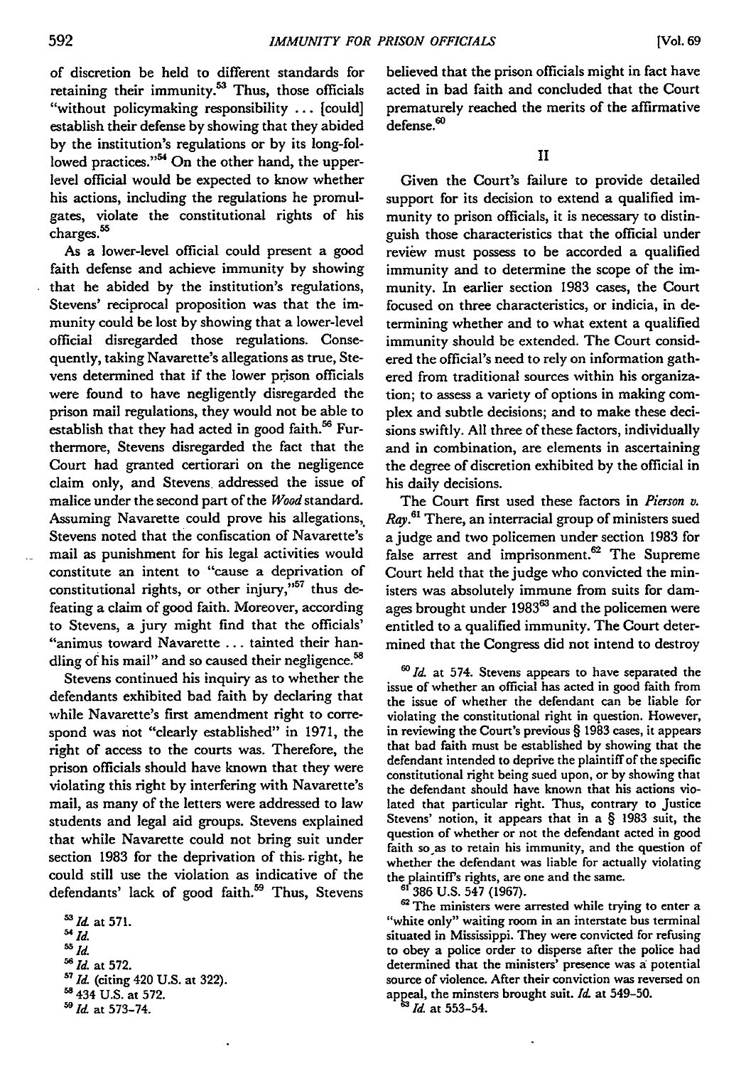of discretion be held to different standards for retaining their immunity.[53] Thus, those officials "without policymaking responsibility ... [could] establish their defense by showing that they abided by the institution's regulations or by its long-followed practices."[54] On the other hand, the upper-level official would be expected to know whether his actions, including the regulations he promulgates, violate the constitutional rights of his charges.[55]

As a lower-level official could present a good faith defense and achieve immunity by showing that he abided by the institution's regulations, Stevens' reciprocal proposition was that the immunity could be lost by showing that a lower-level official disregarded those regulations. Consequently, taking Navarette's allegations as true, Stevens determined that if the lower prison officials were found to have negligently disregarded the prison mail regulations, they would not be able to establish that they had acted in good faith.[56] Furthermore, Stevens disregarded the fact that the Court had granted certiorari on the negligence claim only, and Stevens addressed the issue of malice under the second part of the *Wood* standard. Assuming Navarette could prove his allegations, Stevens noted that the confiscation of Navarette's mail as punishment for his legal activities would constitute an intent to "cause a deprivation of constitutional rights, or other injury,"[57] thus defeating a claim of good faith. Moreover, according to Stevens, a jury might find that the officials' "animus toward Navarette ... tainted their handling of his mail" and so caused their negligence.[58]

Stevens continued his inquiry as to whether the defendants exhibited bad faith by declaring that while Navarette's first amendment right to correspond was not "clearly established" in 1971, the right of access to the courts was. Therefore, the prison officials should have known that they were violating this right by interfering with Navarette's mail, as many of the letters were addressed to law students and legal aid groups. Stevens explained that while Navarette could not bring suit under section 1983 for the deprivation of this right, he could still use the violation as indicative of the defendants' lack of good faith.[59] Thus, Stevens believed that the prison officials might in fact have acted in bad faith and concluded that the Court prematurely reached the merits of the affirmative defense.[60]

## II

Given the Court's failure to provide detailed support for its decision to extend a qualified immunity to prison officials, it is necessary to distinguish those characteristics that the official under review must possess to be accorded a qualified immunity and to determine the scope of the immunity. In earlier section 1983 cases, the Court focused on three characteristics, or indicia, in determining whether and to what extent a qualified immunity should be extended. The Court considered the official's need to rely on information gathered from traditional sources within his organization; to assess a variety of options in making complex and subtle decisions; and to make these decisions swiftly. All three of these factors, individually and in combination, are elements in ascertaining the degree of discretion exhibited by the official in his daily decisions.

The Court first used these factors in *Pierson v. Ray*.[61] There, an interracial group of ministers sued a judge and two policemen under section 1983 for false arrest and imprisonment.[62] The Supreme Court held that the judge who convicted the ministers was absolutely immune from suits for damages brought under 1983[63] and the policemen were entitled to a qualified immunity. The Court determined that the Congress did not intend to destroy

---

[53] *Id.* at 571.

[54] *Id.*

[55] *Id.*

[56] *Id.* at 572.

[57] *Id.* (citing 420 U.S. at 322).

[58] 434 U.S. at 572.

[59] *Id.* at 573-74.

[60] *Id.* at 574. Stevens appears to have separated the issue of whether an official has acted in good faith from the issue of whether the defendant can be liable for violating the constitutional right in question. However, in reviewing the Court's previous § 1983 cases, it appears that bad faith must be established by showing that the defendant intended to deprive the plaintiff of the specific constitutional right being sued upon, or by showing that the defendant should have known that his actions violated that particular right. Thus, contrary to Justice Stevens' notion, it appears that in a § 1983 suit, the question of whether or not the defendant acted in good faith so as to retain his immunity, and the question of whether the defendant was liable for actually violating the plaintiff's rights, are one and the same.

[61] 386 U.S. 547 (1967).

[62] The ministers were arrested while trying to enter a "white only" waiting room in an interstate bus terminal situated in Mississippi. They were convicted for refusing to obey a police order to disperse after the police had determined that the ministers' presence was a potential source of violence. After their conviction was reversed on appeal, the minsters brought suit. *Id.* at 549-50.

[63] *Id.* at 553-54.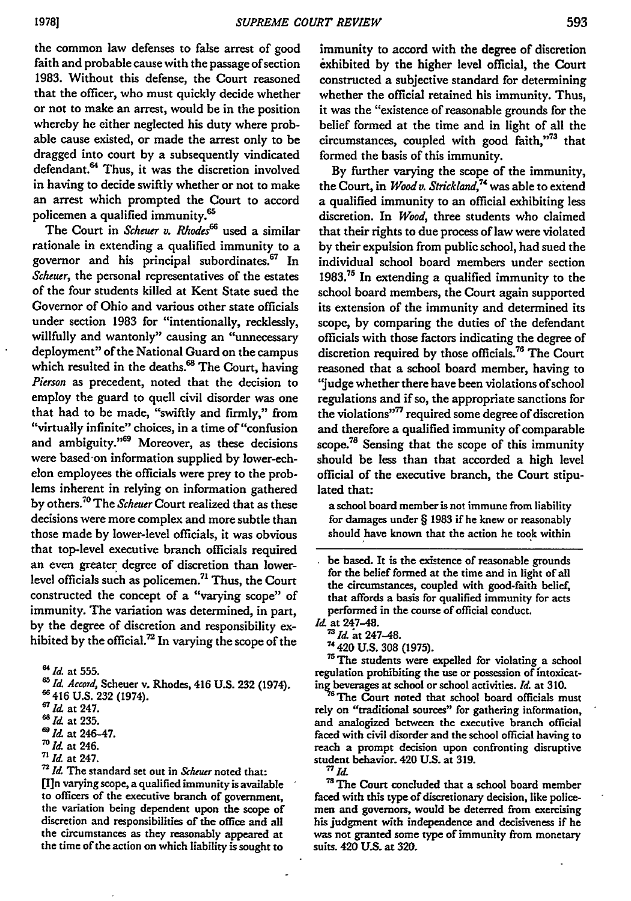the common law defenses to false arrest of good faith and probable cause with the passage of section 1983. Without this defense, the Court reasoned that the officer, who must quickly decide whether or not to make an arrest, would be in the position whereby he either neglected his duty where probable cause existed, or made the arrest only to be dragged into court by a subsequently vindicated defendant.[64] Thus, it was the discretion involved in having to decide swiftly whether or not to make an arrest which prompted the Court to accord policemen a qualified immunity.[65]

The Court in *Scheuer v. Rhodes*[66] used a similar rationale in extending a qualified immunity to a governor and his principal subordinates.[67] In *Scheuer*, the personal representatives of the estates of the four students killed at Kent State sued the Governor of Ohio and various other state officials under section 1983 for "intentionally, recklessly, willfully and wantonly" causing an "unnecessary deployment" of the National Guard on the campus which resulted in the deaths.[68] The Court, having *Pierson* as precedent, noted that the decision to employ the guard to quell civil disorder was one that had to be made, "swiftly and firmly," from "virtually infinite" choices, in a time of "confusion and ambiguity."[69] Moreover, as these decisions were based on information supplied by lower-echelon employees the officials were prey to the problems inherent in relying on information gathered by others.[70] The *Scheuer* Court realized that as these decisions were more complex and more subtle than those made by lower-level officials, it was obvious that top-level executive branch officials required an even greater degree of discretion than lower-level officials such as policemen.[71] Thus, the Court constructed the concept of a "varying scope" of immunity. The variation was determined, in part, by the degree of discretion and responsibility exhibited by the official.[72] In varying the scope of the immunity to accord with the degree of discretion exhibited by the higher level official, the Court constructed a subjective standard for determining whether the official retained his immunity. Thus, it was the "existence of reasonable grounds for the belief formed at the time and in light of all the circumstances, coupled with good faith,"[73] that formed the basis of this immunity.

By further varying the scope of the immunity, the Court, in *Wood v. Strickland*,[74] was able to extend a qualified immunity to an official exhibiting less discretion. In *Wood*, three students who claimed that their rights to due process of law were violated by their expulsion from public school, had sued the individual school board members under section 1983.[75] In extending a qualified immunity to the school board members, the Court again supported its extension of the immunity and determined its scope, by comparing the duties of the defendant officials with those factors indicating the degree of discretion required by those officials.[76] The Court reasoned that a school board member, having to "judge whether there have been violations of school regulations and if so, the appropriate sanctions for the violations"[77] required some degree of discretion and therefore a qualified immunity of comparable scope.[78] Sensing that the scope of this immunity should be less than that accorded a high level official of the executive branch, the Court stipulated that:

> a school board member is not immune from liability for damages under § 1983 if he knew or reasonably should have known that the action he took within

---

[64] *Id.* at 555.

[65] *Id. Accord*, Scheuer v. Rhodes, 416 U.S. 232 (1974).

[66] 416 U.S. 232 (1974).

[67] *Id.* at 247.

[68] *Id.* at 235.

[69] *Id.* at 246–47.

[70] *Id.* at 246.

[71] *Id.* at 247.

[72] *Id.* The standard set out in *Scheuer* noted that:

> [I]n varying scope, a qualified immunity is available to officers of the executive branch of government, the variation being dependent upon the scope of discretion and responsibilities of the office and all the circumstances as they reasonably appeared at the time of the action on which liability is sought to be based. It is the existence of reasonable grounds for the belief formed at the time and in light of all the circumstances, coupled with good-faith belief, that affords a basis for qualified immunity for acts performed in the course of official conduct.

*Id.* at 247–48.

[73] *Id.* at 247–48.

[74] 420 U.S. 308 (1975).

[75] The students were expelled for violating a school regulation prohibiting the use or possession of intoxicating beverages at school or school activities. *Id.* at 310.

[76] The Court noted that school board officials must rely on "traditional sources" for gathering information, and analogized between the executive branch official faced with civil disorder and the school official having to reach a prompt decision upon confronting disruptive student behavior. 420 U.S. at 319.

[77] *Id.*

[78] The Court concluded that a school board member faced with this type of discretionary decision, like policemen and governors, would be deterred from exercising his judgment with independence and decisiveness if he was not granted some type of immunity from monetary suits. 420 U.S. at 320.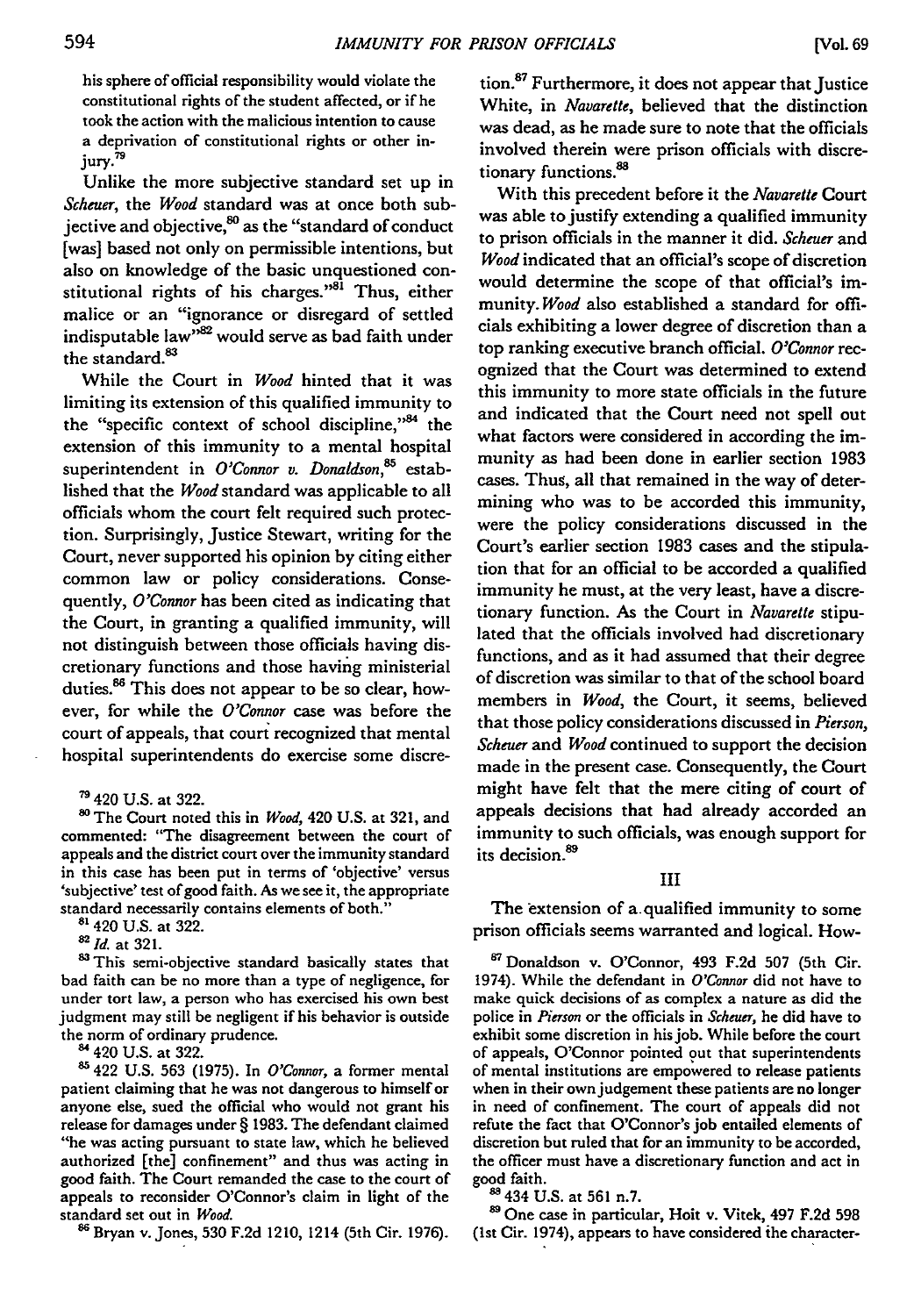his sphere of official responsibility would violate the constitutional rights of the student affected, or if he took the action with the malicious intention to cause a deprivation of constitutional rights or other injury.[79]

Unlike the more subjective standard set up in *Scheuer*, the *Wood* standard was at once both subjective and objective,[80] as the "standard of conduct [was] based not only on permissible intentions, but also on knowledge of the basic unquestioned constitutional rights of his charges."[81] Thus, either malice or an "ignorance or disregard of settled indisputable law"[82] would serve as bad faith under the standard.[83]

While the Court in *Wood* hinted that it was limiting its extension of this qualified immunity to the "specific context of school discipline,"[84] the extension of this immunity to a mental hospital superintendent in *O'Connor v. Donaldson*,[85] established that the *Wood* standard was applicable to all officials whom the court felt required such protection. Surprisingly, Justice Stewart, writing for the Court, never supported his opinion by citing either common law or policy considerations. Consequently, *O'Connor* has been cited as indicating that the Court, in granting a qualified immunity, will not distinguish between those officials having discretionary functions and those having ministerial duties.[86] This does not appear to be so clear, however, for while the *O'Connor* case was before the court of appeals, that court recognized that mental hospital superintendents do exercise some discretion.[87] Furthermore, it does not appear that Justice White, in *Navarette*, believed that the distinction was dead, as he made sure to note that the officials involved therein were prison officials with discretionary functions.[88]

With this precedent before it the *Navarette* Court was able to justify extending a qualified immunity to prison officials in the manner it did. *Scheuer* and *Wood* indicated that an official's scope of discretion would determine the scope of that official's immunity. *Wood* also established a standard for officials exhibiting a lower degree of discretion than a top ranking executive branch official. *O'Connor* recognized that the Court was determined to extend this immunity to more state officials in the future and indicated that the Court need not spell out what factors were considered in according the immunity as had been done in earlier section 1983 cases. Thus, all that remained in the way of determining who was to be accorded this immunity, were the policy considerations discussed in the Court's earlier section 1983 cases and the stipulation that for an official to be accorded a qualified immunity he must, at the very least, have a discretionary function. As the Court in *Navarette* stipulated that the officials involved had discretionary functions, and as it had assumed that their degree of discretion was similar to that of the school board members in *Wood*, the Court, it seems, believed that those policy considerations discussed in *Pierson*, *Scheuer* and *Wood* continued to support the decision made in the present case. Consequently, the Court might have felt that the mere citing of court of appeals decisions that had already accorded an immunity to such officials, was enough support for its decision.[89]

## III

The extension of a qualified immunity to some prison officials seems warranted and logical. How-

---

[79] 420 U.S. at 322.

[80] The Court noted this in *Wood*, 420 U.S. at 321, and commented: "The disagreement between the court of appeals and the district court over the immunity standard in this case has been put in terms of 'objective' versus 'subjective' test of good faith. As we see it, the appropriate standard necessarily contains elements of both."

[81] 420 U.S. at 322.

[82] *Id.* at 321.

[83] This semi-objective standard basically states that bad faith can be no more than a type of negligence, for under tort law, a person who has exercised his own best judgment may still be negligent if his behavior is outside the norm of ordinary prudence.

[84] 420 U.S. at 322.

[85] 422 U.S. 563 (1975). In *O'Connor*, a former mental patient claiming that he was not dangerous to himself or anyone else, sued the official who would not grant his release for damages under § 1983. The defendant claimed "he was acting pursuant to state law, which he believed authorized [the] confinement" and thus was acting in good faith. The Court remanded the case to the court of appeals to reconsider O'Connor's claim in light of the standard set out in *Wood*.

[86] Bryan v. Jones, 530 F.2d 1210, 1214 (5th Cir. 1976).

[87] Donaldson v. O'Connor, 493 F.2d 507 (5th Cir. 1974). While the defendant in *O'Connor* did not have to make quick decisions of as complex a nature as did the police in *Pierson* or the officials in *Scheuer*, he did have to exhibit some discretion in his job. While before the court of appeals, O'Connor pointed out that superintendents of mental institutions are empowered to release patients when in their own judgement these patients are no longer in need of confinement. The court of appeals did not refute the fact that O'Connor's job entailed elements of discretion but ruled that for an immunity to be accorded, the officer must have a discretionary function and act in good faith.

[88] 434 U.S. at 561 n.7.

[89] One case in particular, Hoit v. Vitek, 497 F.2d 598 (1st Cir. 1974), appears to have considered the character-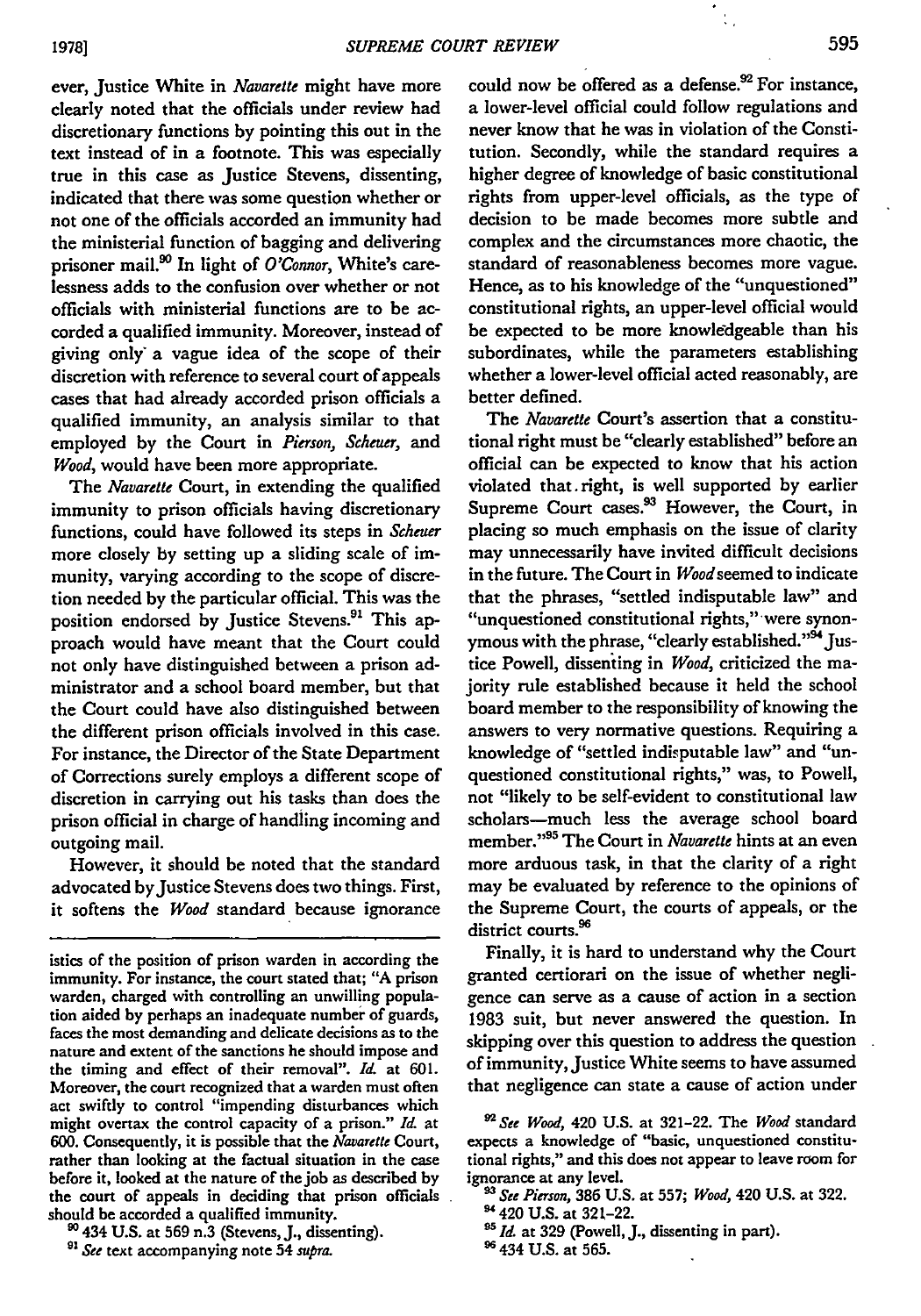ever, Justice White in *Navarette* might have more clearly noted that the officials under review had discretionary functions by pointing this out in the text instead of in a footnote. This was especially true in this case as Justice Stevens, dissenting, indicated that there was some question whether or not one of the officials accorded an immunity had the ministerial function of bagging and delivering prisoner mail.[90] In light of *O'Connor*, White's carelessness adds to the confusion over whether or not officials with ministerial functions are to be accorded a qualified immunity. Moreover, instead of giving only a vague idea of the scope of their discretion with reference to several court of appeals cases that had already accorded prison officials a qualified immunity, an analysis similar to that employed by the Court in *Pierson, Scheuer,* and *Wood,* would have been more appropriate.

The *Navarette* Court, in extending the qualified immunity to prison officials having discretionary functions, could have followed its steps in *Scheuer* more closely by setting up a sliding scale of immunity, varying according to the scope of discretion needed by the particular official. This was the position endorsed by Justice Stevens.[91] This approach would have meant that the Court could not only have distinguished between a prison administrator and a school board member, but that the Court could have also distinguished between the different prison officials involved in this case. For instance, the Director of the State Department of Corrections surely employs a different scope of discretion in carrying out his tasks than does the prison official in charge of handling incoming and outgoing mail.

However, it should be noted that the standard advocated by Justice Stevens does two things. First, it softens the *Wood* standard because ignorance could now be offered as a defense.[92] For instance, a lower-level official could follow regulations and never know that he was in violation of the Constitution. Secondly, while the standard requires a higher degree of knowledge of basic constitutional rights from upper-level officials, as the type of decision to be made becomes more subtle and complex and the circumstances more chaotic, the standard of reasonableness becomes more vague. Hence, as to his knowledge of the "unquestioned" constitutional rights, an upper-level official would be expected to be more knowledgeable than his subordinates, while the parameters establishing whether a lower-level official acted reasonably, are better defined.

The *Navarette* Court's assertion that a constitutional right must be "clearly established" before an official can be expected to know that his action violated that right, is well supported by earlier Supreme Court cases.[93] However, the Court, in placing so much emphasis on the issue of clarity may unnecessarily have invited difficult decisions in the future. The Court in *Wood* seemed to indicate that the phrases, "settled indisputable law" and "unquestioned constitutional rights," were synonymous with the phrase, "clearly established."[94] Justice Powell, dissenting in *Wood,* criticized the majority rule established because it held the school board member to the responsibility of knowing the answers to very normative questions. Requiring a knowledge of "settled indisputable law" and "unquestioned constitutional rights," was, to Powell, not "likely to be self-evident to constitutional law scholars—much less the average school board member."[95] The Court in *Navarette* hints at an even more arduous task, in that the clarity of a right may be evaluated by reference to the opinions of the Supreme Court, the courts of appeals, or the district courts.[96]

Finally, it is hard to understand why the Court granted certiorari on the issue of whether negligence can serve as a cause of action in a section 1983 suit, but never answered the question. In skipping over this question to address the question of immunity, Justice White seems to have assumed that negligence can state a cause of action under

---

istics of the position of prison warden in according the immunity. For instance, the court stated that; "A prison warden, charged with controlling an unwilling population aided by perhaps an inadequate number of guards, faces the most demanding and delicate decisions as to the nature and extent of the sanctions he should impose and the timing and effect of their removal". *Id.* at 601. Moreover, the court recognized that a warden must often act swiftly to control "impending disturbances which might overtax the control capacity of a prison." *Id.* at 600. Consequently, it is possible that the *Navarette* Court, rather than looking at the factual situation in the case before it, looked at the nature of the job as described by the court of appeals in deciding that prison officials should be accorded a qualified immunity.

[90] 434 U.S. at 569 n.3 (Stevens, J., dissenting).

[91] *See* text accompanying note 54 *supra.*

[92] *See Wood,* 420 U.S. at 321–22. The *Wood* standard expects a knowledge of "basic, unquestioned constitutional rights," and this does not appear to leave room for ignorance at any level.

[93] *See Pierson,* 386 U.S. at 557; *Wood,* 420 U.S. at 322.

[94] 420 U.S. at 321–22.

[95] *Id.* at 329 (Powell, J., dissenting in part).

[96] 434 U.S. at 565.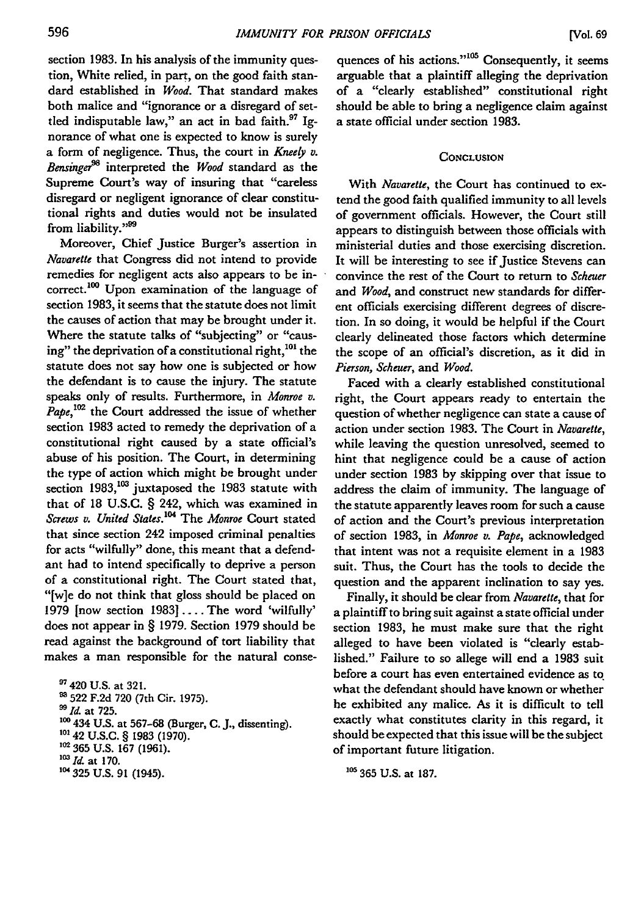section 1983. In his analysis of the immunity question, White relied, in part, on the good faith standard established in *Wood*. That standard makes both malice and "ignorance or a disregard of settled indisputable law," an act in bad faith.[97] Ignorance of what one is expected to know is surely a form of negligence. Thus, the court in *Kneely v. Bensinger*[98] interpreted the *Wood* standard as the Supreme Court's way of insuring that "careless disregard or negligent ignorance of clear constitutional rights and duties would not be insulated from liability."[99]

Moreover, Chief Justice Burger's assertion in *Navarette* that Congress did not intend to provide remedies for negligent acts also appears to be incorrect.[100] Upon examination of the language of section 1983, it seems that the statute does not limit the causes of action that may be brought under it. Where the statute talks of "subjecting" or "causing" the deprivation of a constitutional right,[101] the statute does not say how one is subjected or how the defendant is to cause the injury. The statute speaks only of results. Furthermore, in *Monroe v. Pape*,[102] the Court addressed the issue of whether section 1983 acted to remedy the deprivation of a constitutional right caused by a state official's abuse of his position. The Court, in determining the type of action which might be brought under section 1983,[103] juxtaposed the 1983 statute with that of 18 U.S.C. § 242, which was examined in *Screws v. United States*.[104] The *Monroe* Court stated that since section 242 imposed criminal penalties for acts "wilfully" done, this meant that a defendant had to intend specifically to deprive a person of a constitutional right. The Court stated that, "[w]e do not think that gloss should be placed on 1979 [now section 1983] .... The word 'wilfully' does not appear in § 1979. Section 1979 should be read against the background of tort liability that makes a man responsible for the natural consequences of his actions."[105] Consequently, it seems arguable that a plaintiff alleging the deprivation of a "clearly established" constitutional right should be able to bring a negligence claim against a state official under section 1983.

## Conclusion

With *Navarette*, the Court has continued to extend the good faith qualified immunity to all levels of government officials. However, the Court still appears to distinguish between those officials with ministerial duties and those exercising discretion. It will be interesting to see if Justice Stevens can convince the rest of the Court to return to *Scheuer* and *Wood*, and construct new standards for different officials exercising different degrees of discretion. In so doing, it would be helpful if the Court clearly delineated those factors which determine the scope of an official's discretion, as it did in *Pierson, Scheuer*, and *Wood*.

Faced with a clearly established constitutional right, the Court appears ready to entertain the question of whether negligence can state a cause of action under section 1983. The Court in *Navarette*, while leaving the question unresolved, seemed to hint that negligence could be a cause of action under section 1983 by skipping over that issue to address the claim of immunity. The language of the statute apparently leaves room for such a cause of action and the Court's previous interpretation of section 1983, in *Monroe v. Pape*, acknowledged that intent was not a requisite element in a 1983 suit. Thus, the Court has the tools to decide the question and the apparent inclination to say yes.

Finally, it should be clear from *Navarette*, that for a plaintiff to bring suit against a state official under section 1983, he must make sure that the right alleged to have been violated is "clearly established." Failure to so allege will end a 1983 suit before a court has even entertained evidence as to what the defendant should have known or whether he exhibited any malice. As it is difficult to tell exactly what constitutes clarity in this regard, it should be expected that this issue will be the subject of important future litigation.

[97] 420 U.S. at 321.

[98] 522 F.2d 720 (7th Cir. 1975).

[99] *Id.* at 725.

[100] 434 U.S. at 567-68 (Burger, C. J., dissenting).

[101] 42 U.S.C. § 1983 (1970).

[102] 365 U.S. 167 (1961).

[103] *Id.* at 170.

[104] 325 U.S. 91 (1945).

[105] 365 U.S. at 187.